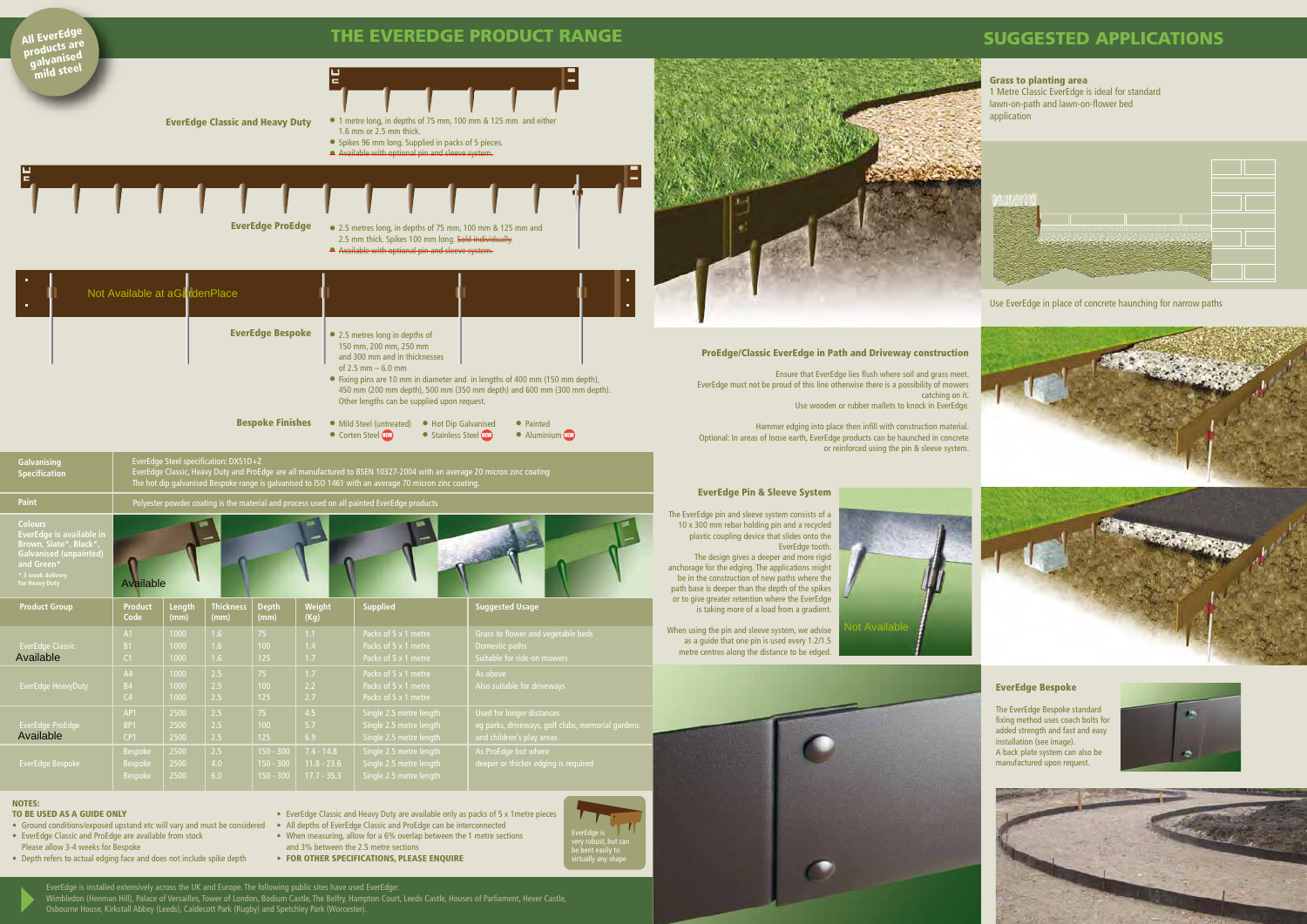All EverEdge products are galvanised mild steel

# THE EVEREDGE PRODUCT RANGE

**EverEdge Classic and Heavy Duty**

- 1 metre long, in depths of 75 mm, 100 mm & 125 mm and either 1.6 mm or 2.5 mm thick.
- Spikes 96 mm long. Supplied in packs of 5 pieces.
- ~~Available with optional pin and sleeve system.~~

**EverEdge ProEdge**

- 2.5 metres long, in depths of 75 mm, 100 mm & 125 mm and 2.5 mm thick. Spikes 100 mm long. ~~Sold individually.~~
- ~~Available with optional pin and sleeve system.~~

Not Available at aGardenPlace

**EverEdge Bespoke**

- 2.5 metres long in depths of 150 mm, 200 mm, 250 mm and 300 mm and in thicknesses of 2.5 mm – 6.0 mm
- Fixing pins are 10 mm in diameter and in lengths of 400 mm (150 mm depth), 450 mm (200 mm depth), 500 mm (350 mm depth) and 600 mm (300 mm depth). Other lengths can be supplied upon request.

**Bespoke Finishes**

- Mild Steel (untreated)
- Hot Dip Galvanised
- Painted
- Corten Steel NEW
- Stainless Steel NEW
- Aluminium NEW

**Galvanising Specification**

EverEdge Steel specification: DX51D+Z
EverEdge Classic, Heavy Duty and ProEdge are all manufactured to BSEN 10327-2004 with an average 20 micron zinc coating
The hot dip galvanised Bespoke range is galvanised to ISO 1461 with an average 70 micron zinc coating.

**Paint**

Polyester powder coating is the material and process used on all painted EverEdge products

**Colours**
EverEdge is available in Brown, Slate*, Black*, Galvanised (unpainted) and Green*
* 3 week delivery for Heavy Duty

Available

| Product Group | Product Code | Length (mm) | Thickness (mm) | Depth (mm) | Weight (Kg) | Supplied | Suggested Usage |
|---|---|---|---|---|---|---|---|
| EverEdge Classic Available | A1 | 1000 | 1.6 | 75 | 1.1 | Packs of 5 x 1 metre | Grass to flower and vegetable beds |
| | B1 | 1000 | 1.6 | 100 | 1.4 | Packs of 5 x 1 metre | Domestic paths |
| | C1 | 1000 | 1.6 | 125 | 1.7 | Packs of 5 x 1 metre | Suitable for ride-on mowers |
| EverEdge HeavyDuty | A4 | 1000 | 2.5 | 75 | 1.7 | Packs of 5 x 1 metre | As above |
| | B4 | 1000 | 2.5 | 100 | 2.2 | Packs of 5 x 1 metre | Also suitable for driveways |
| | C4 | 1000 | 2.5 | 125 | 2.7 | Packs of 5 x 1 metre | |
| EverEdge ProEdge Available | AP1 | 2500 | 2.5 | 75 | 4.5 | Single 2.5 metre length | Used for longer distances |
| | BP1 | 2500 | 2.5 | 100 | 5.7 | Single 2.5 metre length | eg parks, driveways, golf clubs, memorial gardens |
| | CP1 | 2500 | 2.5 | 125 | 6.9 | Single 2.5 metre length | and children's play areas |
| EverEdge Bespoke | Bespoke | 2500 | 2.5 | 150 - 300 | 7.4 - 14.8 | Single 2.5 metre length | As ProEdge but where |
| | Bespoke | 2500 | 4.0 | 150 - 300 | 11.8 - 23.6 | Single 2.5 metre length | deeper or thicker edging is required |
| | Bespoke | 2500 | 6.0 | 150 - 300 | 17.7 - 35.3 | Single 2.5 metre length | |

**NOTES:**
**TO BE USED AS A GUIDE ONLY**

- Ground conditions/exposed upstand etc will vary and must be considered
- EverEdge Classic and ProEdge are available from stock. Please allow 3-4 weeks for Bespoke
- Depth refers to actual edging face and does not include spike depth
- EverEdge Classic and Heavy Duty are available only as packs of 5 x 1metre pieces
- All depths of EverEdge Classic and ProEdge can be interconnected
- When measuring, allow for a 6% overlap between the 1 metre sections and 3% between the 2.5 metre sections
- **FOR OTHER SPECIFICATIONS, PLEASE ENQUIRE**

EverEdge is very robust, but can be bent easily to virtually any shape

EverEdge is installed extensively across the UK and Europe. The following public sites have used EverEdge:
Wimbledon (Henman Hill), Palace of Versailles, Tower of London, Bodium Castle, The Belfry, Hampton Court, Leeds Castle, Houses of Parliament, Hever Castle, Osbourne House, Kirkstall Abbey (Leeds), Caldecott Park (Rugby) and Spetchley Park (Worcester).

# SUGGESTED APPLICATIONS

**Grass to planting area**
1 Metre Classic EverEdge is ideal for standard lawn-on-path and lawn-on-flower bed application

Use EverEdge in place of concrete haunching for narrow paths

**ProEdge/Classic EverEdge in Path and Driveway construction**

Ensure that EverEdge lies flush where soil and grass meet. EverEdge must not be proud of this line otherwise there is a possibility of mowers catching on it. Use wooden or rubber mallets to knock in EverEdge.

Hammer edging into place then infill with construction material. Optional: In areas of loose earth, EverEdge products can be haunched in concrete or reinforced using the pin & sleeve system.

**EverEdge Pin & Sleeve System**

The EverEdge pin and sleeve system consists of a 10 x 300 mm rebar holding pin and a recycled plastic coupling device that slides onto the EverEdge tooth.
The design gives a deeper and more rigid anchorage for the edging. The applications might be in the construction of new paths where the path base is deeper than the depth of the spikes or to give greater retention where the EverEdge is taking more of a load from a gradient.

When using the pin and sleeve system, we advise as a guide that one pin is used every 1.2/1.5 metre centres along the distance to be edged.

Not Available

**EverEdge Bespoke**

The EverEdge Bespoke standard fixing method uses coach bolts for added strength and fast and easy installation (see image).
A back plate system can also be manufactured upon request.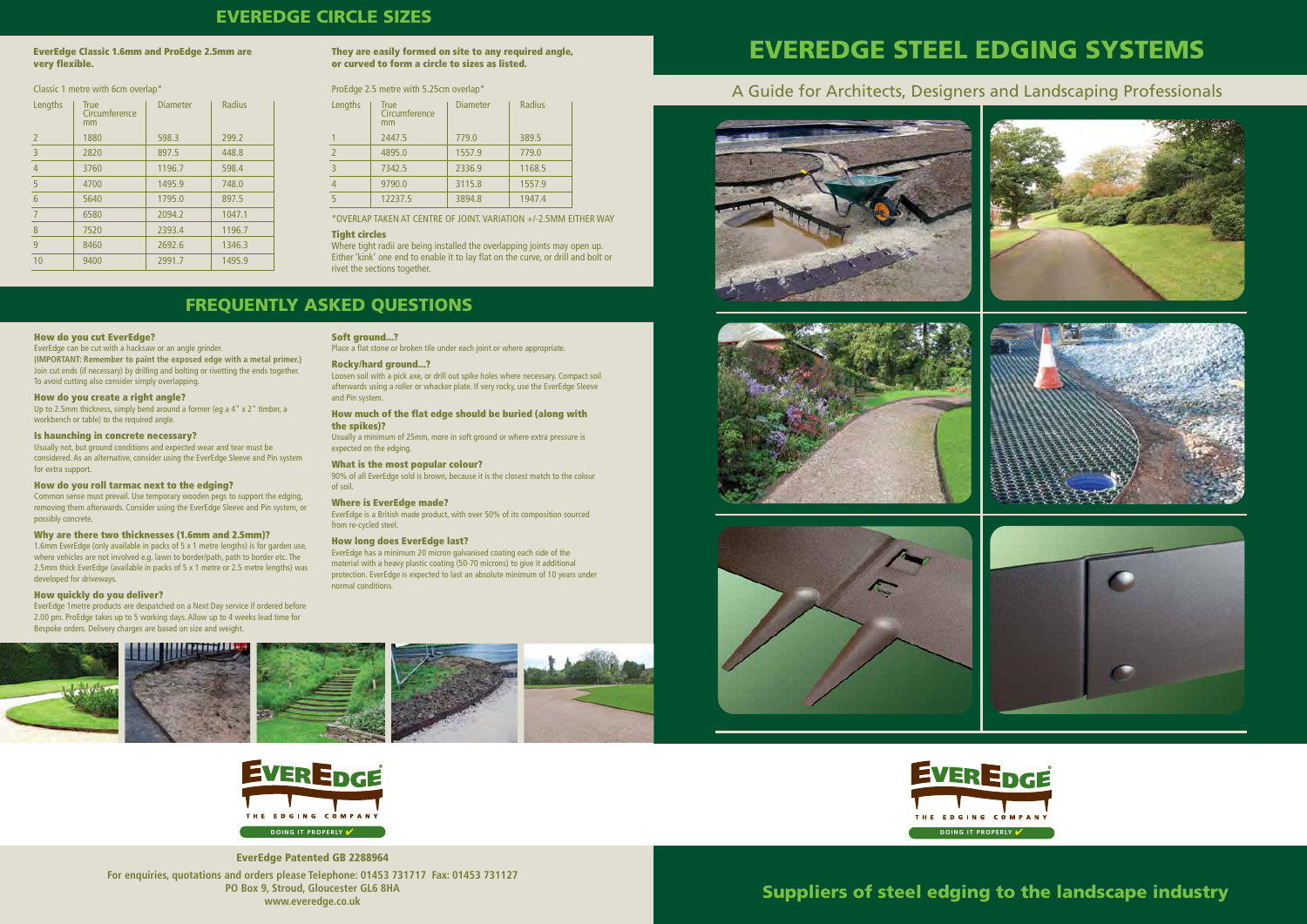## EVEREDGE CIRCLE SIZES

**EverEdge Classic 1.6mm and ProEdge 2.5mm are very flexible.**

Classic 1 metre with 6cm overlap*

| Lengths | True Circumference mm | Diameter | Radius |
|---|---|---|---|
| 2 | 1880 | 598.3 | 299.2 |
| 3 | 2820 | 897.5 | 448.8 |
| 4 | 3760 | 1196.7 | 598.4 |
| 5 | 4700 | 1495.9 | 748.0 |
| 6 | 5640 | 1795.0 | 897.5 |
| 7 | 6580 | 2094.2 | 1047.1 |
| 8 | 7520 | 2393.4 | 1196.7 |
| 9 | 8460 | 2692.6 | 1346.3 |
| 10 | 9400 | 2991.7 | 1495.9 |

**They are easily formed on site to any required angle, or curved to form a circle to sizes as listed.**

ProEdge 2.5 metre with 5.25cm overlap*

| Lengths | True Circumference mm | Diameter | Radius |
|---|---|---|---|
| 1 | 2447.5 | 779.0 | 389.5 |
| 2 | 4895.0 | 1557.9 | 779.0 |
| 3 | 7342.5 | 2336.9 | 1168.5 |
| 4 | 9790.0 | 3115.8 | 1557.9 |
| 5 | 12237.5 | 3894.8 | 1947.4 |

*OVERLAP TAKEN AT CENTRE OF JOINT. VARIATION +/-2.5MM EITHER WAY

**Tight circles**

Where tight radii are being installed the overlapping joints may open up. Either 'kink' one end to enable it to lay flat on the curve, or drill and bolt or rivet the sections together.

## FREQUENTLY ASKED QUESTIONS

**How do you cut EverEdge?**

EverEdge can be cut with a hacksaw or an angle grinder.
**(IMPORTANT: Remember to paint the exposed edge with a metal primer.)** Join cut ends (if necessary) by drilling and bolting or rivetting the ends together. To avoid cutting also consider simply overlapping.

**How do you create a right angle?**

Up to 2.5mm thickness, simply bend around a former (eg a 4" x 2" timber, a workbench or table) to the required angle.

**Is haunching in concrete necessary?**

Usually not, but ground conditions and expected wear and tear must be considered. As an alternative, consider using the EverEdge Sleeve and Pin system for extra support.

**How do you roll tarmac next to the edging?**

Common sense must prevail. Use temporary wooden pegs to support the edging, removing them afterwards. Consider using the EverEdge Sleeve and Pin system, or possibly concrete.

**Why are there two thicknesses (1.6mm and 2.5mm)?**

1.6mm EverEdge (only available in packs of 5 x 1 metre lengths) is for garden use, where vehicles are not involved e.g. lawn to border/path, path to border etc. The 2.5mm thick EverEdge (available in packs of 5 x 1 metre or 2.5 metre lengths) was developed for driveways.

**How quickly do you deliver?**

EverEdge 1metre products are despatched on a Next Day service if ordered before 2.00 pm. ProEdge takes up to 5 working days. Allow up to 4 weeks lead time for Bespoke orders. Delivery charges are based on size and weight.

**Soft ground...?**

Place a flat stone or broken tile under each joint or where appropriate.

**Rocky/hard ground...?**

Loosen soil with a pick axe, or drill out spike holes where necessary. Compact soil afterwards using a roller or whacker plate. If very rocky, use the EverEdge Sleeve and Pin system.

**How much of the flat edge should be buried (along with the spikes)?**

Usually a minimum of 25mm, more in soft ground or where extra pressure is expected on the edging.

**What is the most popular colour?**

90% of all EverEdge sold is brown, because it is the closest match to the colour of soil.

**Where is EverEdge made?**

EverEdge is a British made product, with over 50% of its composition sourced from re-cycled steel.

**How long does EverEdge last?**

EverEdge has a minimum 20 micron galvanised coating each side of the material with a heavy plastic coating (50-70 microns) to give it additional protection. EverEdge is expected to last an absolute minimum of 10 years under normal conditions.

EVEREDGE THE EDGING COMPANY DOING IT PROPERLY

**EverEdge Patented GB 2288964**

**For enquiries, quotations and orders please Telephone: 01453 731717 Fax: 01453 731127**
**PO Box 9, Stroud, Gloucester GL6 8HA**
**www.everedge.co.uk**

# EVEREDGE STEEL EDGING SYSTEMS

## A Guide for Architects, Designers and Landscaping Professionals

EVEREDGE THE EDGING COMPANY DOING IT PROPERLY

**Suppliers of steel edging to the landscape industry**